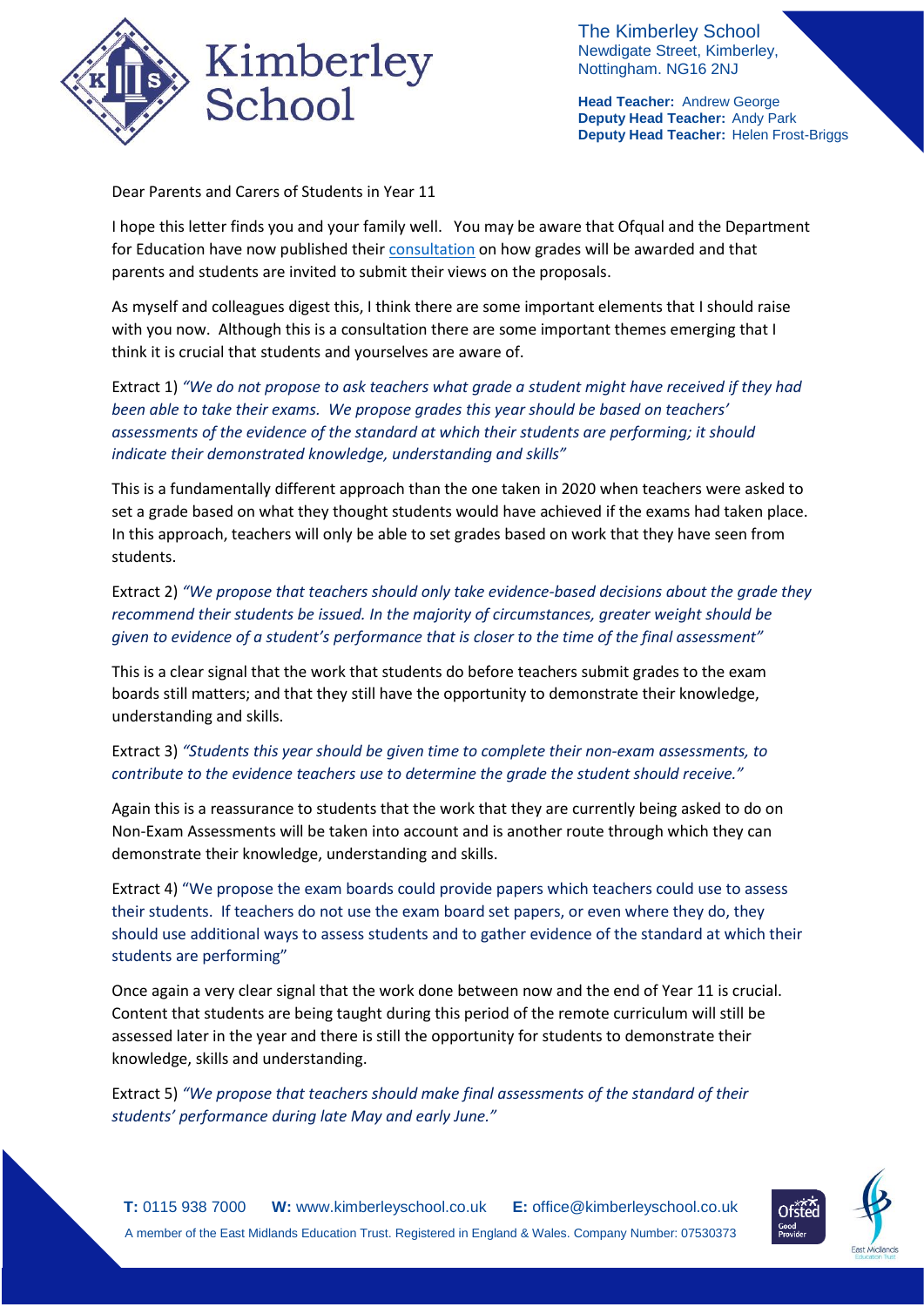# Kimberley School

The Kimberley School
Newdigate Street, Kimberley,
Nottingham. NG16 2NJ

**Head Teacher:** Andrew George
**Deputy Head Teacher:** Andy Park
**Deputy Head Teacher:** Helen Frost-Briggs

Dear Parents and Carers of Students in Year 11

I hope this letter finds you and your family well. You may be aware that Ofqual and the Department for Education have now published their consultation on how grades will be awarded and that parents and students are invited to submit their views on the proposals.

As myself and colleagues digest this, I think there are some important elements that I should raise with you now. Although this is a consultation there are some important themes emerging that I think it is crucial that students and yourselves are aware of.

Extract 1) *"We do not propose to ask teachers what grade a student might have received if they had been able to take their exams. We propose grades this year should be based on teachers' assessments of the evidence of the standard at which their students are performing; it should indicate their demonstrated knowledge, understanding and skills"*

This is a fundamentally different approach than the one taken in 2020 when teachers were asked to set a grade based on what they thought students would have achieved if the exams had taken place. In this approach, teachers will only be able to set grades based on work that they have seen from students.

Extract 2) *"We propose that teachers should only take evidence-based decisions about the grade they recommend their students be issued. In the majority of circumstances, greater weight should be given to evidence of a student's performance that is closer to the time of the final assessment"*

This is a clear signal that the work that students do before teachers submit grades to the exam boards still matters; and that they still have the opportunity to demonstrate their knowledge, understanding and skills.

Extract 3) *"Students this year should be given time to complete their non-exam assessments, to contribute to the evidence teachers use to determine the grade the student should receive."*

Again this is a reassurance to students that the work that they are currently being asked to do on Non-Exam Assessments will be taken into account and is another route through which they can demonstrate their knowledge, understanding and skills.

Extract 4) "We propose the exam boards could provide papers which teachers could use to assess their students. If teachers do not use the exam board set papers, or even where they do, they should use additional ways to assess students and to gather evidence of the standard at which their students are performing"

Once again a very clear signal that the work done between now and the end of Year 11 is crucial. Content that students are being taught during this period of the remote curriculum will still be assessed later in the year and there is still the opportunity for students to demonstrate their knowledge, skills and understanding.

Extract 5) *"We propose that teachers should make final assessments of the standard of their students' performance during late May and early June."*

**T:** 0115 938 7000 **W:** www.kimberleyschool.co.uk **E:** office@kimberleyschool.co.uk
A member of the East Midlands Education Trust. Registered in England & Wales. Company Number: 07530373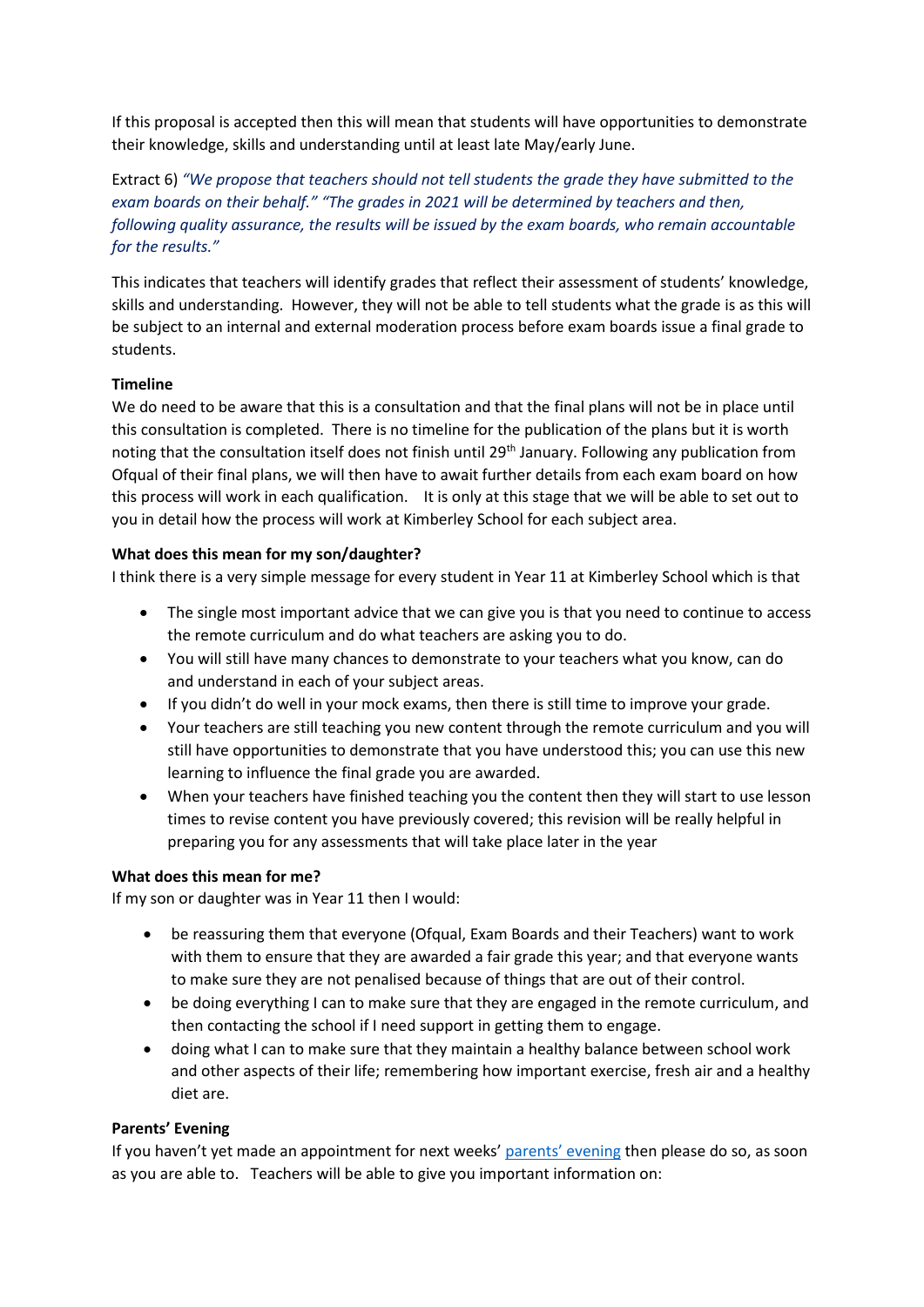If this proposal is accepted then this will mean that students will have opportunities to demonstrate their knowledge, skills and understanding until at least late May/early June.

Extract 6) *"We propose that teachers should not tell students the grade they have submitted to the exam boards on their behalf." "The grades in 2021 will be determined by teachers and then, following quality assurance, the results will be issued by the exam boards, who remain accountable for the results."*

This indicates that teachers will identify grades that reflect their assessment of students' knowledge, skills and understanding. However, they will not be able to tell students what the grade is as this will be subject to an internal and external moderation process before exam boards issue a final grade to students.

**Timeline**

We do need to be aware that this is a consultation and that the final plans will not be in place until this consultation is completed. There is no timeline for the publication of the plans but it is worth noting that the consultation itself does not finish until 29th January. Following any publication from Ofqual of their final plans, we will then have to await further details from each exam board on how this process will work in each qualification. It is only at this stage that we will be able to set out to you in detail how the process will work at Kimberley School for each subject area.

**What does this mean for my son/daughter?**

I think there is a very simple message for every student in Year 11 at Kimberley School which is that

- The single most important advice that we can give you is that you need to continue to access the remote curriculum and do what teachers are asking you to do.
- You will still have many chances to demonstrate to your teachers what you know, can do and understand in each of your subject areas.
- If you didn't do well in your mock exams, then there is still time to improve your grade.
- Your teachers are still teaching you new content through the remote curriculum and you will still have opportunities to demonstrate that you have understood this; you can use this new learning to influence the final grade you are awarded.
- When your teachers have finished teaching you the content then they will start to use lesson times to revise content you have previously covered; this revision will be really helpful in preparing you for any assessments that will take place later in the year

**What does this mean for me?**

If my son or daughter was in Year 11 then I would:

- be reassuring them that everyone (Ofqual, Exam Boards and their Teachers) want to work with them to ensure that they are awarded a fair grade this year; and that everyone wants to make sure they are not penalised because of things that are out of their control.
- be doing everything I can to make sure that they are engaged in the remote curriculum, and then contacting the school if I need support in getting them to engage.
- doing what I can to make sure that they maintain a healthy balance between school work and other aspects of their life; remembering how important exercise, fresh air and a healthy diet are.

**Parents' Evening**

If you haven't yet made an appointment for next weeks' parents' evening then please do so, as soon as you are able to. Teachers will be able to give you important information on: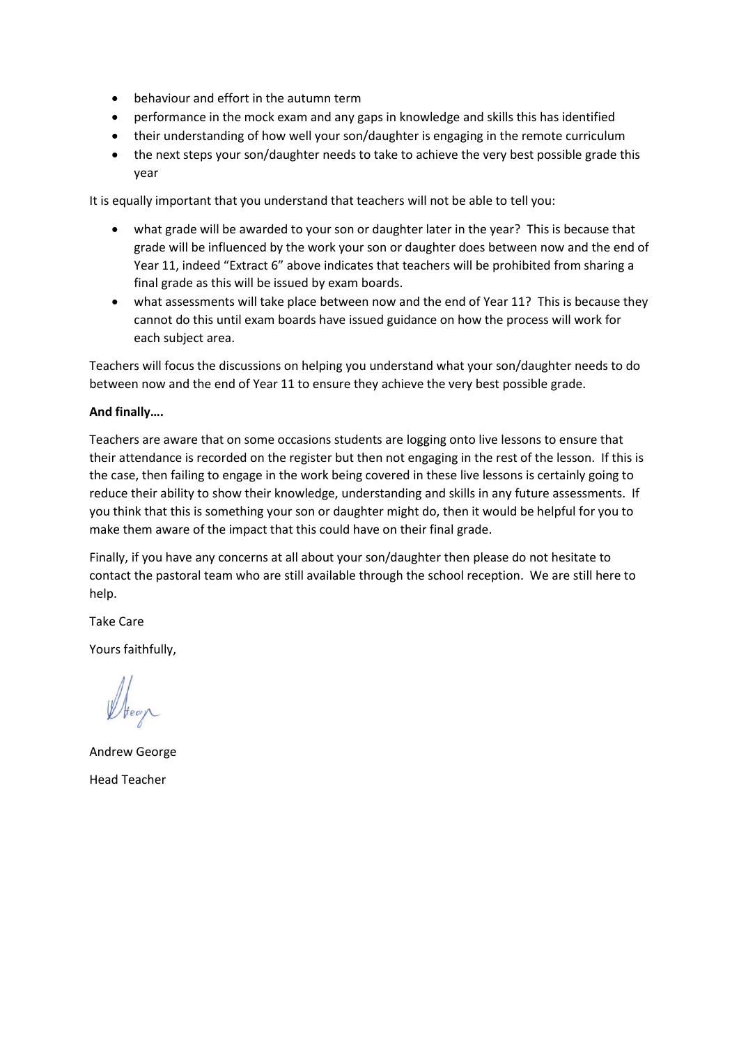- behaviour and effort in the autumn term
- performance in the mock exam and any gaps in knowledge and skills this has identified
- their understanding of how well your son/daughter is engaging in the remote curriculum
- the next steps your son/daughter needs to take to achieve the very best possible grade this year

It is equally important that you understand that teachers will not be able to tell you:

- what grade will be awarded to your son or daughter later in the year? This is because that grade will be influenced by the work your son or daughter does between now and the end of Year 11, indeed "Extract 6" above indicates that teachers will be prohibited from sharing a final grade as this will be issued by exam boards.
- what assessments will take place between now and the end of Year 11? This is because they cannot do this until exam boards have issued guidance on how the process will work for each subject area.

Teachers will focus the discussions on helping you understand what your son/daughter needs to do between now and the end of Year 11 to ensure they achieve the very best possible grade.

**And finally….**

Teachers are aware that on some occasions students are logging onto live lessons to ensure that their attendance is recorded on the register but then not engaging in the rest of the lesson. If this is the case, then failing to engage in the work being covered in these live lessons is certainly going to reduce their ability to show their knowledge, understanding and skills in any future assessments. If you think that this is something your son or daughter might do, then it would be helpful for you to make them aware of the impact that this could have on their final grade.

Finally, if you have any concerns at all about your son/daughter then please do not hesitate to contact the pastoral team who are still available through the school reception. We are still here to help.

Take Care

Yours faithfully,

Andrew George

Head Teacher